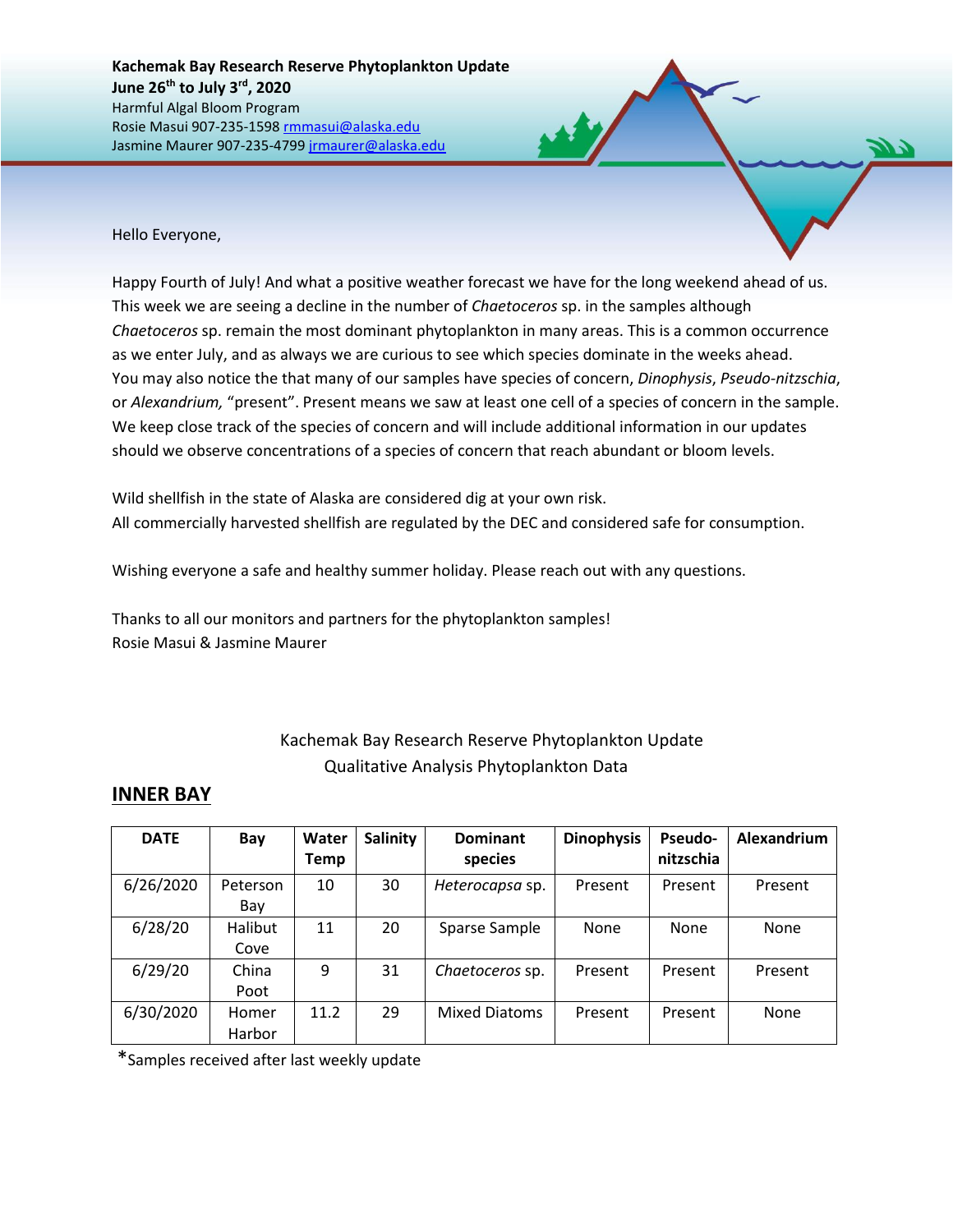**Kachemak Bay Research Reserve Phytoplankton Update**
**June 26th to July 3rd, 2020**
Harmful Algal Bloom Program
Rosie Masui 907-235-1598 rmmasui@alaska.edu
Jasmine Maurer 907-235-4799 jrmaurer@alaska.edu

Hello Everyone,

Happy Fourth of July! And what a positive weather forecast we have for the long weekend ahead of us. This week we are seeing a decline in the number of *Chaetoceros* sp. in the samples although *Chaetoceros* sp. remain the most dominant phytoplankton in many areas. This is a common occurrence as we enter July, and as always we are curious to see which species dominate in the weeks ahead. You may also notice the that many of our samples have species of concern, *Dinophysis*, *Pseudo-nitzschia*, or *Alexandrium,* "present". Present means we saw at least one cell of a species of concern in the sample. We keep close track of the species of concern and will include additional information in our updates should we observe concentrations of a species of concern that reach abundant or bloom levels.

Wild shellfish in the state of Alaska are considered dig at your own risk.
All commercially harvested shellfish are regulated by the DEC and considered safe for consumption.

Wishing everyone a safe and healthy summer holiday. Please reach out with any questions.

Thanks to all our monitors and partners for the phytoplankton samples!
Rosie Masui & Jasmine Maurer

Kachemak Bay Research Reserve Phytoplankton Update
Qualitative Analysis Phytoplankton Data

## INNER BAY

| DATE | Bay | Water Temp | Salinity | Dominant species | Dinophysis | Pseudo-nitzschia | Alexandrium |
|---|---|---|---|---|---|---|---|
| 6/26/2020 | Peterson Bay | 10 | 30 | *Heterocapsa* sp. | Present | Present | Present |
| 6/28/20 | Halibut Cove | 11 | 20 | Sparse Sample | None | None | None |
| 6/29/20 | China Poot | 9 | 31 | *Chaetoceros* sp. | Present | Present | Present |
| 6/30/2020 | Homer Harbor | 11.2 | 29 | Mixed Diatoms | Present | Present | None |

*Samples received after last weekly update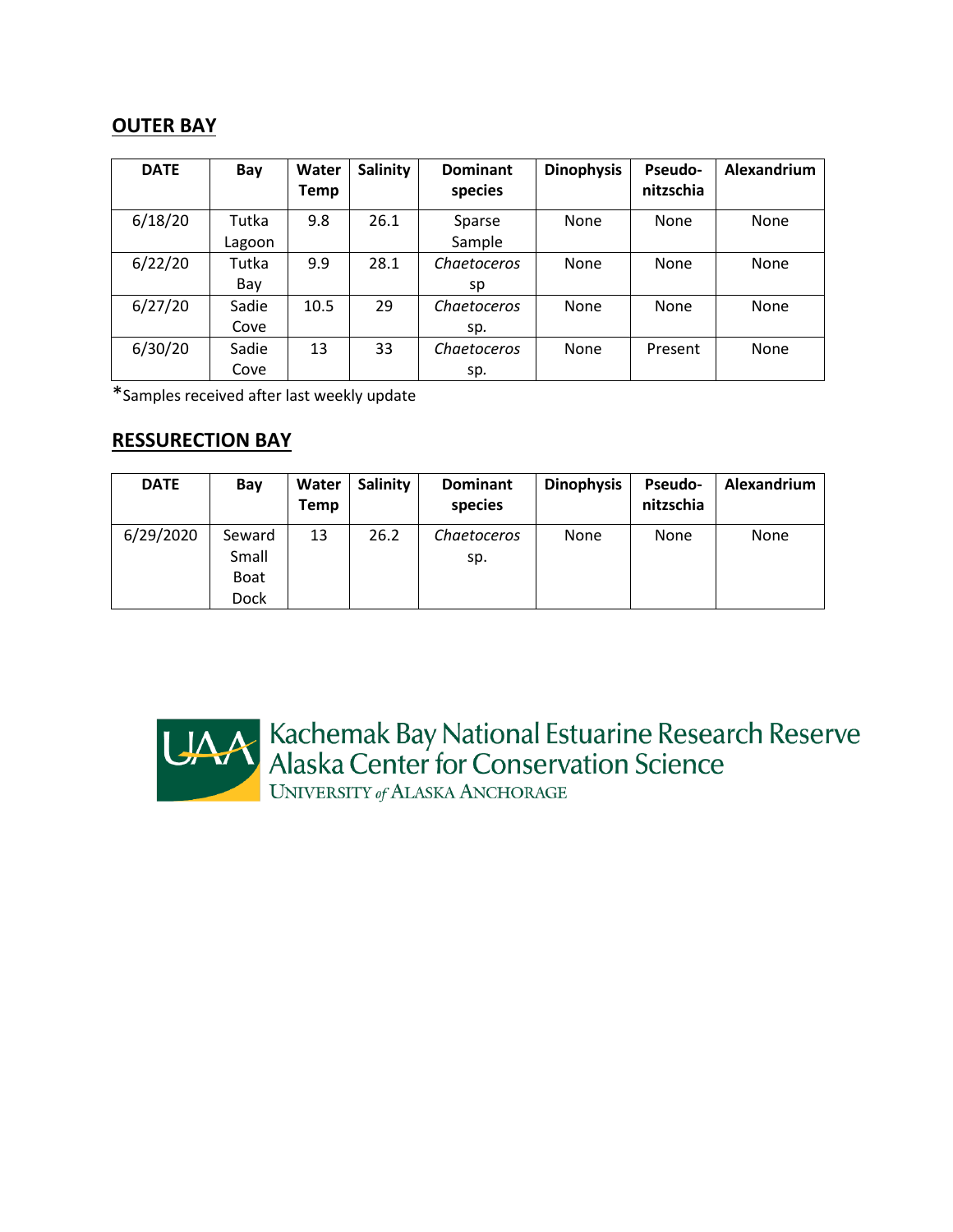## OUTER BAY

| DATE | Bay | Water Temp | Salinity | Dominant species | Dinophysis | Pseudo-nitzschia | Alexandrium |
|---|---|---|---|---|---|---|---|
| 6/18/20 | Tutka Lagoon | 9.8 | 26.1 | Sparse Sample | None | None | None |
| 6/22/20 | Tutka Bay | 9.9 | 28.1 | *Chaetoceros* sp | None | None | None |
| 6/27/20 | Sadie Cove | 10.5 | 29 | *Chaetoceros* sp. | None | None | None |
| 6/30/20 | Sadie Cove | 13 | 33 | *Chaetoceros* sp. | None | Present | None |

*Samples received after last weekly update

## RESSURECTION BAY

| DATE | Bay | Water Temp | Salinity | Dominant species | Dinophysis | Pseudo-nitzschia | Alexandrium |
|---|---|---|---|---|---|---|---|
| 6/29/2020 | Seward Small Boat Dock | 13 | 26.2 | *Chaetoceros* sp. | None | None | None |

UAA Kachemak Bay National Estuarine Research Reserve
Alaska Center for Conservation Science
University of Alaska Anchorage